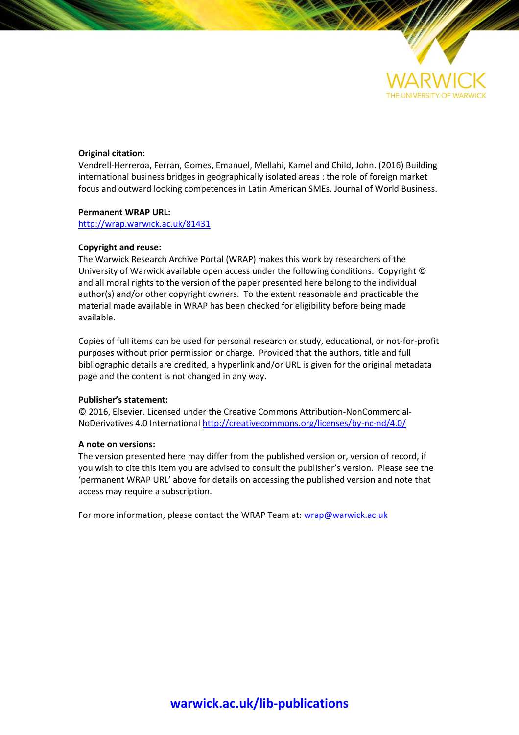**Original citation:**
Vendrell-Herreroa, Ferran, Gomes, Emanuel, Mellahi, Kamel and Child, John. (2016) Building international business bridges in geographically isolated areas : the role of foreign market focus and outward looking competences in Latin American SMEs. Journal of World Business.

**Permanent WRAP URL:**
http://wrap.warwick.ac.uk/81431

**Copyright and reuse:**
The Warwick Research Archive Portal (WRAP) makes this work by researchers of the University of Warwick available open access under the following conditions. Copyright © and all moral rights to the version of the paper presented here belong to the individual author(s) and/or other copyright owners. To the extent reasonable and practicable the material made available in WRAP has been checked for eligibility before being made available.

Copies of full items can be used for personal research or study, educational, or not-for-profit purposes without prior permission or charge. Provided that the authors, title and full bibliographic details are credited, a hyperlink and/or URL is given for the original metadata page and the content is not changed in any way.

**Publisher's statement:**
© 2016, Elsevier. Licensed under the Creative Commons Attribution-NonCommercial-NoDerivatives 4.0 International http://creativecommons.org/licenses/by-nc-nd/4.0/

**A note on versions:**
The version presented here may differ from the published version or, version of record, if you wish to cite this item you are advised to consult the publisher's version. Please see the 'permanent WRAP URL' above for details on accessing the published version and note that access may require a subscription.

For more information, please contact the WRAP Team at: wrap@warwick.ac.uk

**warwick.ac.uk/lib-publications**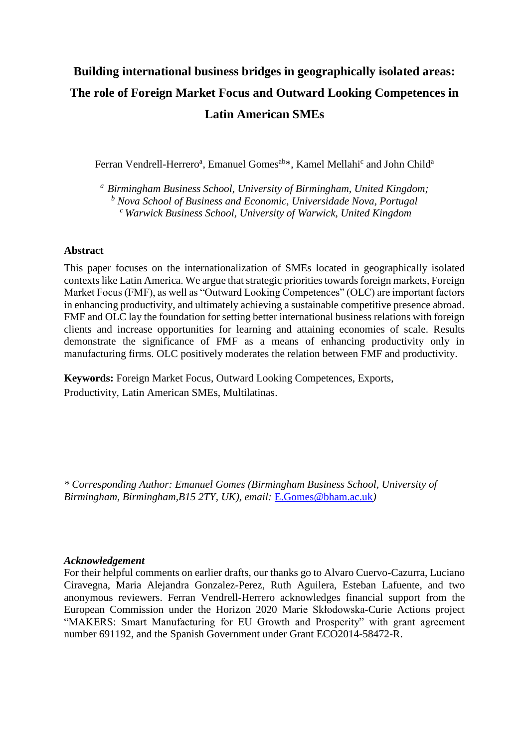# Building international business bridges in geographically isolated areas: The role of Foreign Market Focus and Outward Looking Competences in Latin American SMEs

Ferran Vendrell-Herrero[a], Emanuel Gomes[ab]*, Kamel Mellahi[c] and John Child[a]

[a] *Birmingham Business School, University of Birmingham, United Kingdom;*
[b] *Nova School of Business and Economic, Universidade Nova, Portugal*
[c] *Warwick Business School, University of Warwick, United Kingdom*

## Abstract

This paper focuses on the internationalization of SMEs located in geographically isolated contexts like Latin America. We argue that strategic priorities towards foreign markets, Foreign Market Focus (FMF), as well as "Outward Looking Competences" (OLC) are important factors in enhancing productivity, and ultimately achieving a sustainable competitive presence abroad. FMF and OLC lay the foundation for setting better international business relations with foreign clients and increase opportunities for learning and attaining economies of scale. Results demonstrate the significance of FMF as a means of enhancing productivity only in manufacturing firms. OLC positively moderates the relation between FMF and productivity.

**Keywords:** Foreign Market Focus, Outward Looking Competences, Exports, Productivity, Latin American SMEs, Multilatinas.

*\* Corresponding Author: Emanuel Gomes (Birmingham Business School, University of Birmingham, Birmingham,B15 2TY, UK), email:* E.Gomes@bham.ac.uk*)*

***Acknowledgement***

For their helpful comments on earlier drafts, our thanks go to Alvaro Cuervo-Cazurra, Luciano Ciravegna, Maria Alejandra Gonzalez-Perez, Ruth Aguilera, Esteban Lafuente, and two anonymous reviewers. Ferran Vendrell-Herrero acknowledges financial support from the European Commission under the Horizon 2020 Marie Skłodowska-Curie Actions project "MAKERS: Smart Manufacturing for EU Growth and Prosperity" with grant agreement number 691192, and the Spanish Government under Grant ECO2014-58472-R.